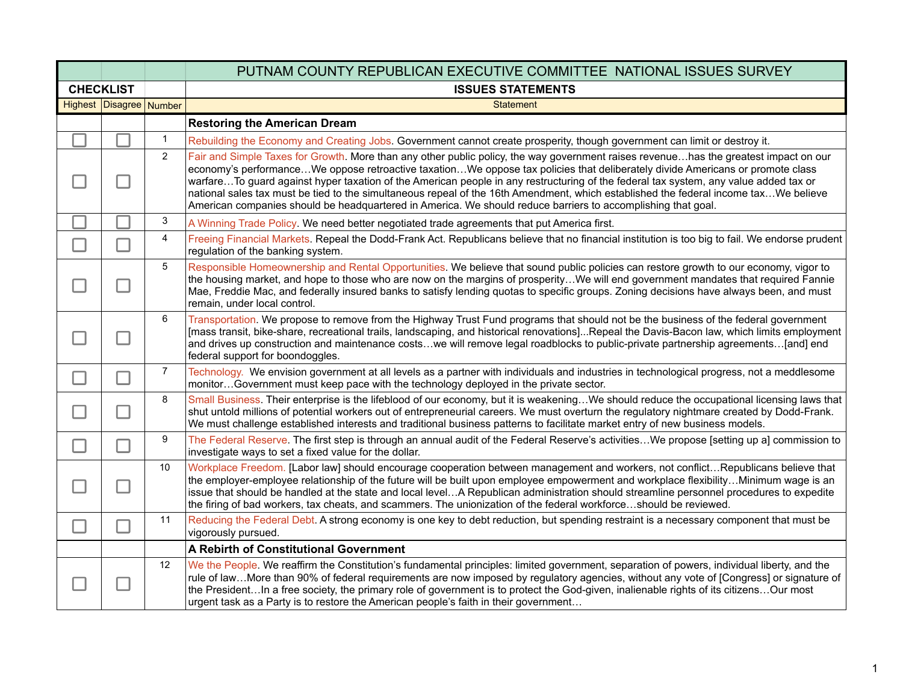| | | | PUTNAM COUNTY REPUBLICAN EXECUTIVE COMMITTEE NATIONAL ISSUES SURVEY |
|---|---|---|---|
| **CHECKLIST** | | | **ISSUES STATEMENTS** |
| Highest | Disagree | Number | Statement |
| | | | **Restoring the American Dream** |
| ☐ | ☐ | 1 | Rebuilding the Economy and Creating Jobs. Government cannot create prosperity, though government can limit or destroy it. |
| ☐ | ☐ | 2 | Fair and Simple Taxes for Growth. More than any other public policy, the way government raises revenue…has the greatest impact on our economy's performance…We oppose retroactive taxation…We oppose tax policies that deliberately divide Americans or promote class warfare…To guard against hyper taxation of the American people in any restructuring of the federal tax system, any value added tax or national sales tax must be tied to the simultaneous repeal of the 16th Amendment, which established the federal income tax…We believe American companies should be headquartered in America. We should reduce barriers to accomplishing that goal. |
| ☐ | ☐ | 3 | A Winning Trade Policy. We need better negotiated trade agreements that put America first. |
| ☐ | ☐ | 4 | Freeing Financial Markets. Repeal the Dodd-Frank Act. Republicans believe that no financial institution is too big to fail. We endorse prudent regulation of the banking system. |
| ☐ | ☐ | 5 | Responsible Homeownership and Rental Opportunities. We believe that sound public policies can restore growth to our economy, vigor to the housing market, and hope to those who are now on the margins of prosperity…We will end government mandates that required Fannie Mae, Freddie Mac, and federally insured banks to satisfy lending quotas to specific groups. Zoning decisions have always been, and must remain, under local control. |
| ☐ | ☐ | 6 | Transportation. We propose to remove from the Highway Trust Fund programs that should not be the business of the federal government [mass transit, bike-share, recreational trails, landscaping, and historical renovations]...Repeal the Davis-Bacon law, which limits employment and drives up construction and maintenance costs…we will remove legal roadblocks to public-private partnership agreements…[and] end federal support for boondoggles. |
| ☐ | ☐ | 7 | Technology. We envision government at all levels as a partner with individuals and industries in technological progress, not a meddlesome monitor…Government must keep pace with the technology deployed in the private sector. |
| ☐ | ☐ | 8 | Small Business. Their enterprise is the lifeblood of our economy, but it is weakening…We should reduce the occupational licensing laws that shut untold millions of potential workers out of entrepreneurial careers. We must overturn the regulatory nightmare created by Dodd-Frank. We must challenge established interests and traditional business patterns to facilitate market entry of new business models. |
| ☐ | ☐ | 9 | The Federal Reserve. The first step is through an annual audit of the Federal Reserve's activities…We propose [setting up a] commission to investigate ways to set a fixed value for the dollar. |
| ☐ | ☐ | 10 | Workplace Freedom. [Labor law] should encourage cooperation between management and workers, not conflict…Republicans believe that the employer-employee relationship of the future will be built upon employee empowerment and workplace flexibility…Minimum wage is an issue that should be handled at the state and local level…A Republican administration should streamline personnel procedures to expedite the firing of bad workers, tax cheats, and scammers. The unionization of the federal workforce…should be reviewed. |
| ☐ | ☐ | 11 | Reducing the Federal Debt. A strong economy is one key to debt reduction, but spending restraint is a necessary component that must be vigorously pursued. |
| | | | **A Rebirth of Constitutional Government** |
| ☐ | ☐ | 12 | We the People. We reaffirm the Constitution's fundamental principles: limited government, separation of powers, individual liberty, and the rule of law…More than 90% of federal requirements are now imposed by regulatory agencies, without any vote of [Congress] or signature of the President…In a free society, the primary role of government is to protect the God-given, inalienable rights of its citizens…Our most urgent task as a Party is to restore the American people's faith in their government… |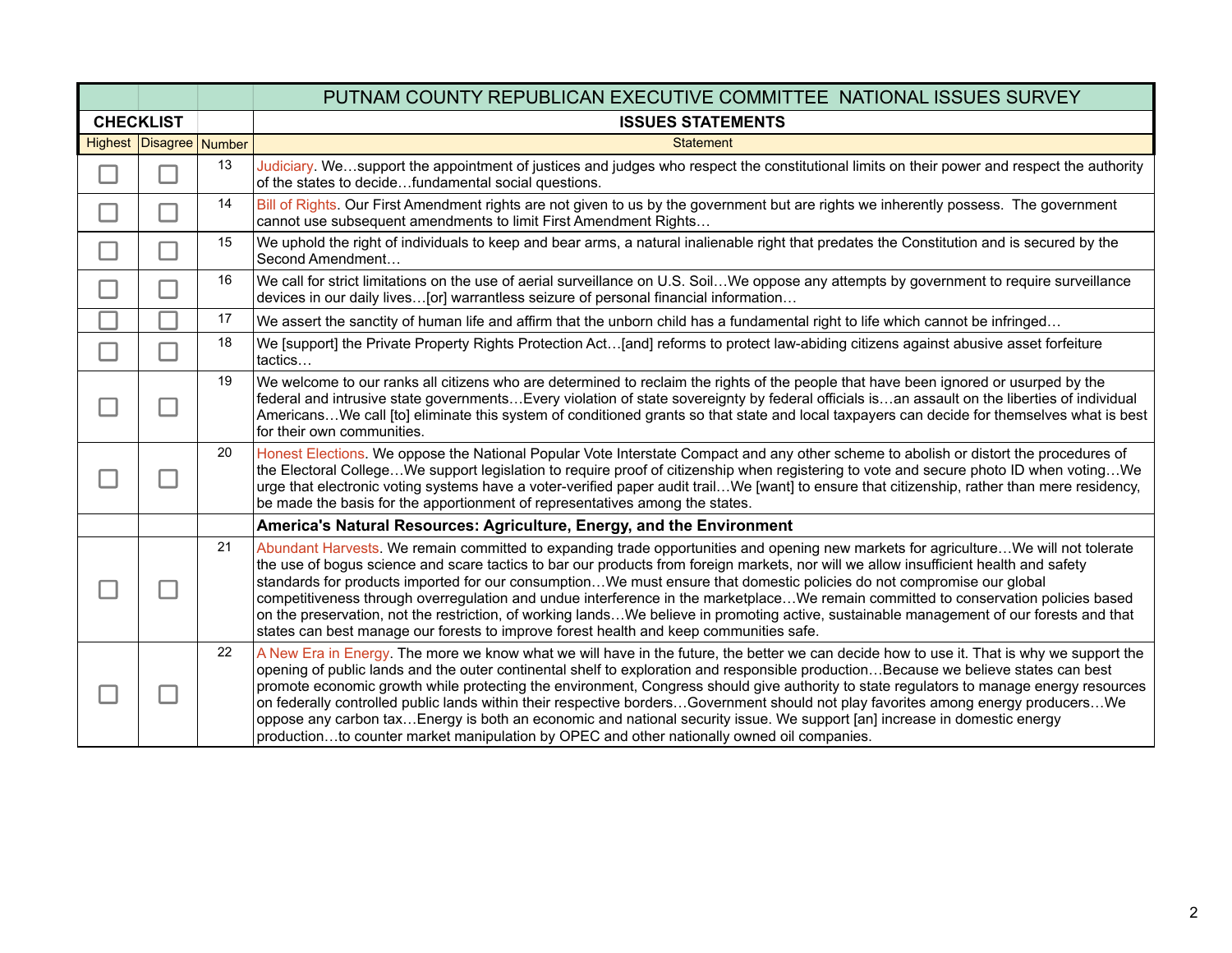| PUTNAM COUNTY REPUBLICAN EXECUTIVE COMMITTEE NATIONAL ISSUES SURVEY | | | |
|---|---|---|---|
| **CHECKLIST** | | | **ISSUES STATEMENTS** |
| Highest | Disagree | Number | Statement |
| ☐ | ☐ | 13 | Judiciary. We…support the appointment of justices and judges who respect the constitutional limits on their power and respect the authority of the states to decide…fundamental social questions. |
| ☐ | ☐ | 14 | Bill of Rights. Our First Amendment rights are not given to us by the government but are rights we inherently possess. The government cannot use subsequent amendments to limit First Amendment Rights… |
| ☐ | ☐ | 15 | We uphold the right of individuals to keep and bear arms, a natural inalienable right that predates the Constitution and is secured by the Second Amendment… |
| ☐ | ☐ | 16 | We call for strict limitations on the use of aerial surveillance on U.S. Soil…We oppose any attempts by government to require surveillance devices in our daily lives…[or] warrantless seizure of personal financial information… |
| ☐ | ☐ | 17 | We assert the sanctity of human life and affirm that the unborn child has a fundamental right to life which cannot be infringed… |
| ☐ | ☐ | 18 | We [support] the Private Property Rights Protection Act…[and] reforms to protect law-abiding citizens against abusive asset forfeiture tactics… |
| ☐ | ☐ | 19 | We welcome to our ranks all citizens who are determined to reclaim the rights of the people that have been ignored or usurped by the federal and intrusive state governments…Every violation of state sovereignty by federal officials is…an assault on the liberties of individual Americans…We call [to] eliminate this system of conditioned grants so that state and local taxpayers can decide for themselves what is best for their own communities. |
| ☐ | ☐ | 20 | Honest Elections. We oppose the National Popular Vote Interstate Compact and any other scheme to abolish or distort the procedures of the Electoral College…We support legislation to require proof of citizenship when registering to vote and secure photo ID when voting…We urge that electronic voting systems have a voter-verified paper audit trail…We [want] to ensure that citizenship, rather than mere residency, be made the basis for the apportionment of representatives among the states. |
| | | | **America's Natural Resources: Agriculture, Energy, and the Environment** |
| ☐ | ☐ | 21 | Abundant Harvests. We remain committed to expanding trade opportunities and opening new markets for agriculture…We will not tolerate the use of bogus science and scare tactics to bar our products from foreign markets, nor will we allow insufficient health and safety standards for products imported for our consumption…We must ensure that domestic policies do not compromise our global competitiveness through overregulation and undue interference in the marketplace…We remain committed to conservation policies based on the preservation, not the restriction, of working lands…We believe in promoting active, sustainable management of our forests and that states can best manage our forests to improve forest health and keep communities safe. |
| ☐ | ☐ | 22 | A New Era in Energy. The more we know what we will have in the future, the better we can decide how to use it. That is why we support the opening of public lands and the outer continental shelf to exploration and responsible production…Because we believe states can best promote economic growth while protecting the environment, Congress should give authority to state regulators to manage energy resources on federally controlled public lands within their respective borders…Government should not play favorites among energy producers…We oppose any carbon tax…Energy is both an economic and national security issue. We support [an] increase in domestic energy production…to counter market manipulation by OPEC and other nationally owned oil companies. |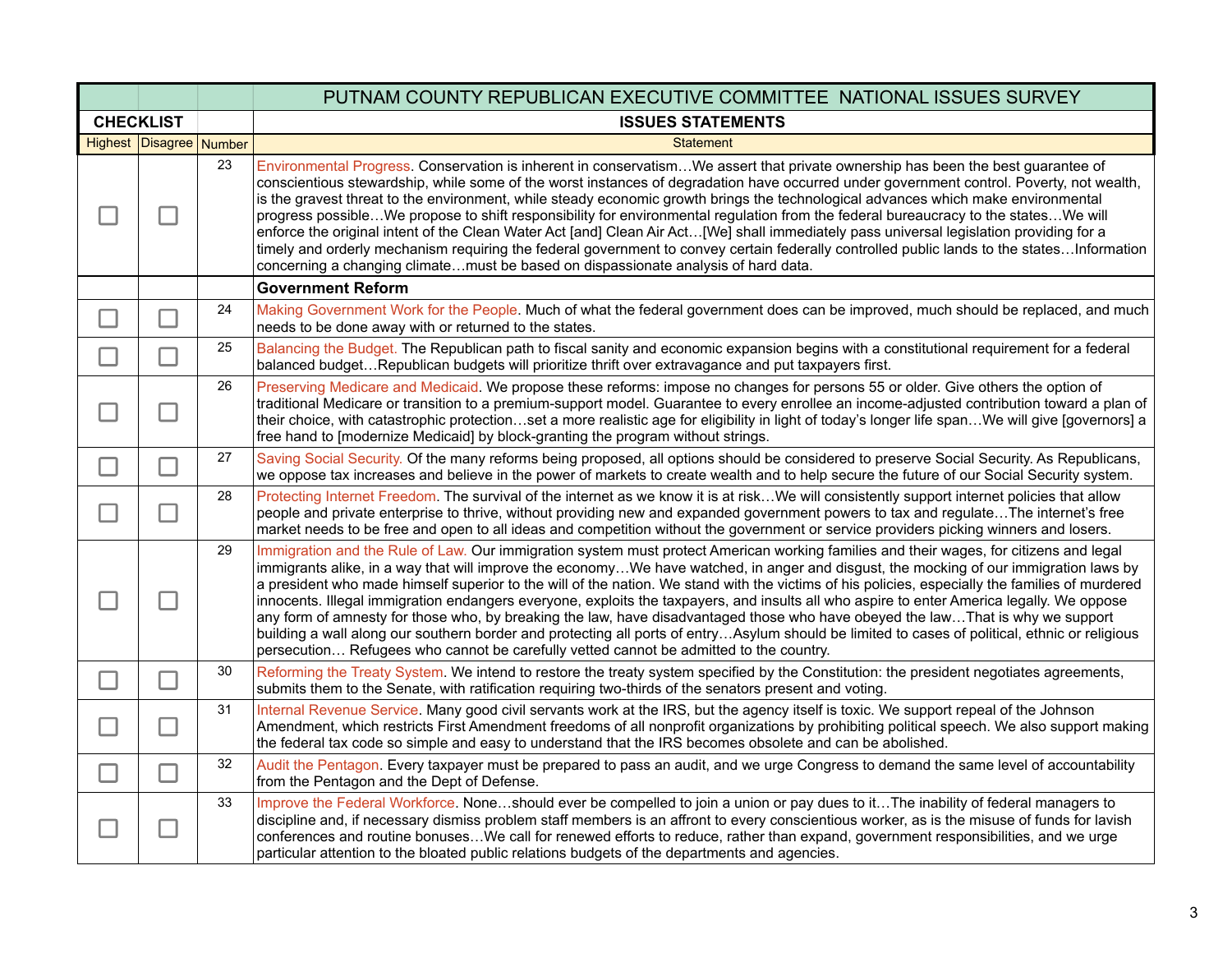| PUTNAM COUNTY REPUBLICAN EXECUTIVE COMMITTEE NATIONAL ISSUES SURVEY | | | |
|---|---|---|---|
| **CHECKLIST** | | | **ISSUES STATEMENTS** |
| Highest | Disagree | Number | Statement |
| ☐ | ☐ | 23 | Environmental Progress. Conservation is inherent in conservatism…We assert that private ownership has been the best guarantee of conscientious stewardship, while some of the worst instances of degradation have occurred under government control. Poverty, not wealth, is the gravest threat to the environment, while steady economic growth brings the technological advances which make environmental progress possible…We propose to shift responsibility for environmental regulation from the federal bureaucracy to the states…We will enforce the original intent of the Clean Water Act [and] Clean Air Act…[We] shall immediately pass universal legislation providing for a timely and orderly mechanism requiring the federal government to convey certain federally controlled public lands to the states…Information concerning a changing climate…must be based on dispassionate analysis of hard data. |
| | | | **Government Reform** |
| ☐ | ☐ | 24 | Making Government Work for the People. Much of what the federal government does can be improved, much should be replaced, and much needs to be done away with or returned to the states. |
| ☐ | ☐ | 25 | Balancing the Budget. The Republican path to fiscal sanity and economic expansion begins with a constitutional requirement for a federal balanced budget…Republican budgets will prioritize thrift over extravagance and put taxpayers first. |
| ☐ | ☐ | 26 | Preserving Medicare and Medicaid. We propose these reforms: impose no changes for persons 55 or older. Give others the option of traditional Medicare or transition to a premium-support model. Guarantee to every enrollee an income-adjusted contribution toward a plan of their choice, with catastrophic protection…set a more realistic age for eligibility in light of today's longer life span…We will give [governors] a free hand to [modernize Medicaid] by block-granting the program without strings. |
| ☐ | ☐ | 27 | Saving Social Security. Of the many reforms being proposed, all options should be considered to preserve Social Security. As Republicans, we oppose tax increases and believe in the power of markets to create wealth and to help secure the future of our Social Security system. |
| ☐ | ☐ | 28 | Protecting Internet Freedom. The survival of the internet as we know it is at risk…We will consistently support internet policies that allow people and private enterprise to thrive, without providing new and expanded government powers to tax and regulate…The internet's free market needs to be free and open to all ideas and competition without the government or service providers picking winners and losers. |
| ☐ | ☐ | 29 | Immigration and the Rule of Law. Our immigration system must protect American working families and their wages, for citizens and legal immigrants alike, in a way that will improve the economy…We have watched, in anger and disgust, the mocking of our immigration laws by a president who made himself superior to the will of the nation. We stand with the victims of his policies, especially the families of murdered innocents. Illegal immigration endangers everyone, exploits the taxpayers, and insults all who aspire to enter America legally. We oppose any form of amnesty for those who, by breaking the law, have disadvantaged those who have obeyed the law…That is why we support building a wall along our southern border and protecting all ports of entry…Asylum should be limited to cases of political, ethnic or religious persecution… Refugees who cannot be carefully vetted cannot be admitted to the country. |
| ☐ | ☐ | 30 | Reforming the Treaty System. We intend to restore the treaty system specified by the Constitution: the president negotiates agreements, submits them to the Senate, with ratification requiring two-thirds of the senators present and voting. |
| ☐ | ☐ | 31 | Internal Revenue Service. Many good civil servants work at the IRS, but the agency itself is toxic. We support repeal of the Johnson Amendment, which restricts First Amendment freedoms of all nonprofit organizations by prohibiting political speech. We also support making the federal tax code so simple and easy to understand that the IRS becomes obsolete and can be abolished. |
| ☐ | ☐ | 32 | Audit the Pentagon. Every taxpayer must be prepared to pass an audit, and we urge Congress to demand the same level of accountability from the Pentagon and the Dept of Defense. |
| ☐ | ☐ | 33 | Improve the Federal Workforce. None…should ever be compelled to join a union or pay dues to it…The inability of federal managers to discipline and, if necessary dismiss problem staff members is an affront to every conscientious worker, as is the misuse of funds for lavish conferences and routine bonuses…We call for renewed efforts to reduce, rather than expand, government responsibilities, and we urge particular attention to the bloated public relations budgets of the departments and agencies. |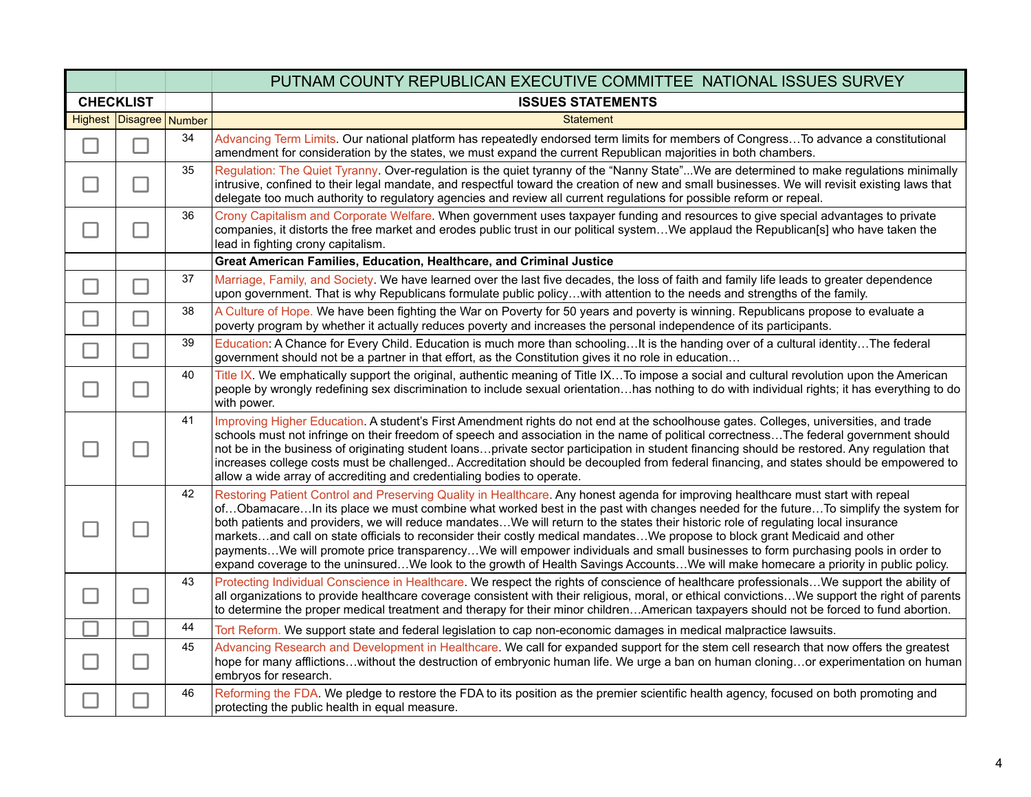| | | | PUTNAM COUNTY REPUBLICAN EXECUTIVE COMMITTEE NATIONAL ISSUES SURVEY |
|---|---|---|---|
| **CHECKLIST** | | | **ISSUES STATEMENTS** |
| Highest | Disagree | Number | Statement |
| ☐ | ☐ | 34 | Advancing Term Limits. Our national platform has repeatedly endorsed term limits for members of Congress…To advance a constitutional amendment for consideration by the states, we must expand the current Republican majorities in both chambers. |
| ☐ | ☐ | 35 | Regulation: The Quiet Tyranny. Over-regulation is the quiet tyranny of the "Nanny State"...We are determined to make regulations minimally intrusive, confined to their legal mandate, and respectful toward the creation of new and small businesses. We will revisit existing laws that delegate too much authority to regulatory agencies and review all current regulations for possible reform or repeal. |
| ☐ | ☐ | 36 | Crony Capitalism and Corporate Welfare. When government uses taxpayer funding and resources to give special advantages to private companies, it distorts the free market and erodes public trust in our political system…We applaud the Republican[s] who have taken the lead in fighting crony capitalism. |
| | | | **Great American Families, Education, Healthcare, and Criminal Justice** |
| ☐ | ☐ | 37 | Marriage, Family, and Society. We have learned over the last five decades, the loss of faith and family life leads to greater dependence upon government. That is why Republicans formulate public policy…with attention to the needs and strengths of the family. |
| ☐ | ☐ | 38 | A Culture of Hope. We have been fighting the War on Poverty for 50 years and poverty is winning. Republicans propose to evaluate a poverty program by whether it actually reduces poverty and increases the personal independence of its participants. |
| ☐ | ☐ | 39 | Education: A Chance for Every Child. Education is much more than schooling…It is the handing over of a cultural identity…The federal government should not be a partner in that effort, as the Constitution gives it no role in education… |
| ☐ | ☐ | 40 | Title IX. We emphatically support the original, authentic meaning of Title IX…To impose a social and cultural revolution upon the American people by wrongly redefining sex discrimination to include sexual orientation…has nothing to do with individual rights; it has everything to do with power. |
| ☐ | ☐ | 41 | Improving Higher Education. A student's First Amendment rights do not end at the schoolhouse gates. Colleges, universities, and trade schools must not infringe on their freedom of speech and association in the name of political correctness…The federal government should not be in the business of originating student loans…private sector participation in student financing should be restored. Any regulation that increases college costs must be challenged.. Accreditation should be decoupled from federal financing, and states should be empowered to allow a wide array of accrediting and credentialing bodies to operate. |
| ☐ | ☐ | 42 | Restoring Patient Control and Preserving Quality in Healthcare. Any honest agenda for improving healthcare must start with repeal of…Obamacare…In its place we must combine what worked best in the past with changes needed for the future…To simplify the system for both patients and providers, we will reduce mandates…We will return to the states their historic role of regulating local insurance markets…and call on state officials to reconsider their costly medical mandates…We propose to block grant Medicaid and other payments…We will promote price transparency…We will empower individuals and small businesses to form purchasing pools in order to expand coverage to the uninsured…We look to the growth of Health Savings Accounts…We will make homecare a priority in public policy. |
| ☐ | ☐ | 43 | Protecting Individual Conscience in Healthcare. We respect the rights of conscience of healthcare professionals…We support the ability of all organizations to provide healthcare coverage consistent with their religious, moral, or ethical convictions…We support the right of parents to determine the proper medical treatment and therapy for their minor children…American taxpayers should not be forced to fund abortion. |
| ☐ | ☐ | 44 | Tort Reform. We support state and federal legislation to cap non-economic damages in medical malpractice lawsuits. |
| ☐ | ☐ | 45 | Advancing Research and Development in Healthcare. We call for expanded support for the stem cell research that now offers the greatest hope for many afflictions…without the destruction of embryonic human life. We urge a ban on human cloning…or experimentation on human embryos for research. |
| ☐ | ☐ | 46 | Reforming the FDA. We pledge to restore the FDA to its position as the premier scientific health agency, focused on both promoting and protecting the public health in equal measure. |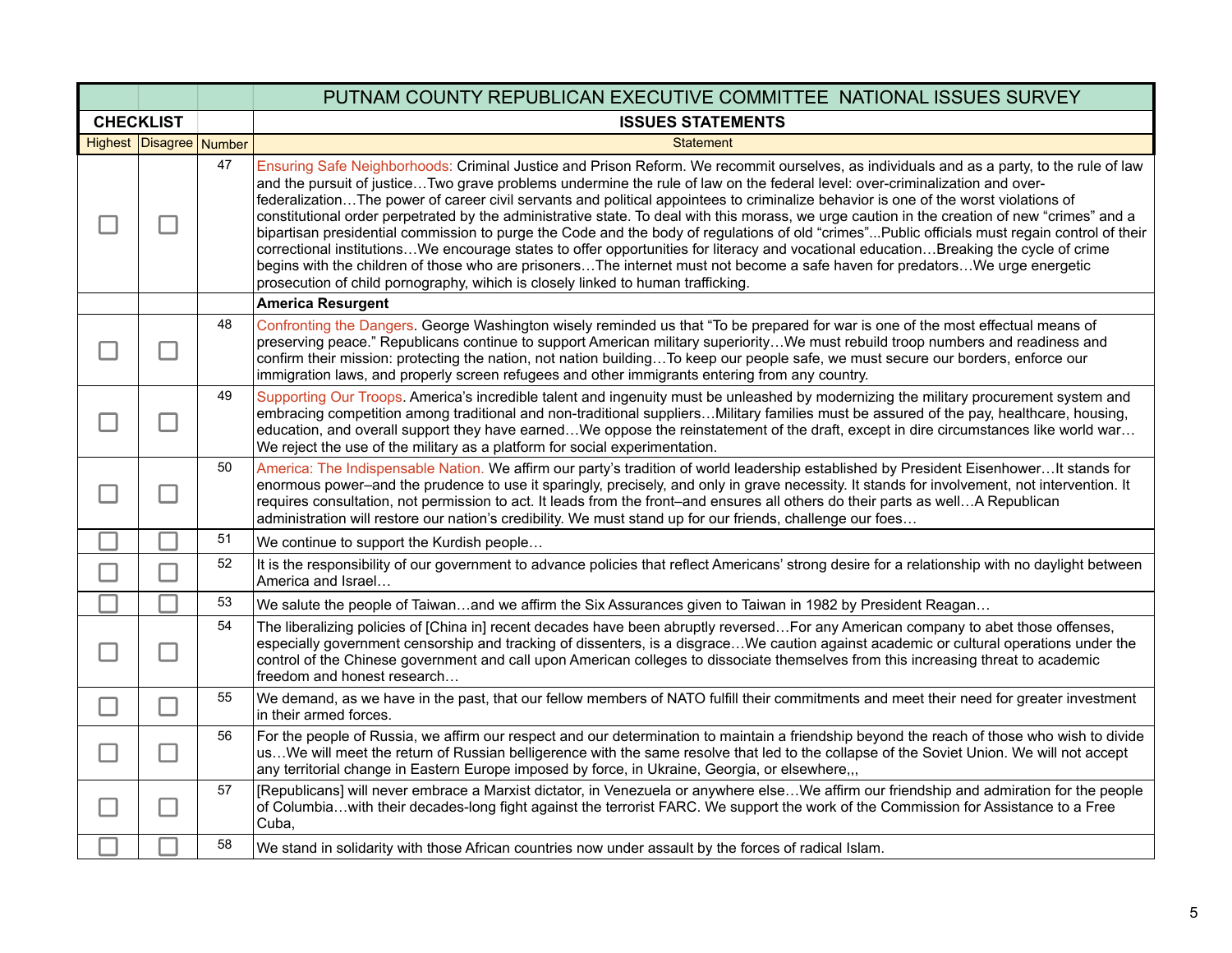| PUTNAM COUNTY REPUBLICAN EXECUTIVE COMMITTEE NATIONAL ISSUES SURVEY | | | |
|---|---|---|---|
| **CHECKLIST** | | | **ISSUES STATEMENTS** |
| Highest | Disagree | Number | Statement |
| ☐ | ☐ | 47 | Ensuring Safe Neighborhoods: Criminal Justice and Prison Reform. We recommit ourselves, as individuals and as a party, to the rule of law and the pursuit of justice…Two grave problems undermine the rule of law on the federal level: over-criminalization and over-federalization…The power of career civil servants and political appointees to criminalize behavior is one of the worst violations of constitutional order perpetrated by the administrative state. To deal with this morass, we urge caution in the creation of new "crimes" and a bipartisan presidential commission to purge the Code and the body of regulations of old "crimes"...Public officials must regain control of their correctional institutions…We encourage states to offer opportunities for literacy and vocational education…Breaking the cycle of crime begins with the children of those who are prisoners…The internet must not become a safe haven for predators…We urge energetic prosecution of child pornography, wihich is closely linked to human trafficking. |
| | | | **America Resurgent** |
| ☐ | ☐ | 48 | Confronting the Dangers. George Washington wisely reminded us that "To be prepared for war is one of the most effectual means of preserving peace." Republicans continue to support American military superiority…We must rebuild troop numbers and readiness and confirm their mission: protecting the nation, not nation building…To keep our people safe, we must secure our borders, enforce our immigration laws, and properly screen refugees and other immigrants entering from any country. |
| ☐ | ☐ | 49 | Supporting Our Troops. America's incredible talent and ingenuity must be unleashed by modernizing the military procurement system and embracing competition among traditional and non-traditional suppliers…Military families must be assured of the pay, healthcare, housing, education, and overall support they have earned…We oppose the reinstatement of the draft, except in dire circumstances like world war… We reject the use of the military as a platform for social experimentation. |
| ☐ | ☐ | 50 | America: The Indispensable Nation. We affirm our party's tradition of world leadership established by President Eisenhower…It stands for enormous power–and the prudence to use it sparingly, precisely, and only in grave necessity. It stands for involvement, not intervention. It requires consultation, not permission to act. It leads from the front–and ensures all others do their parts as well…A Republican administration will restore our nation's credibility. We must stand up for our friends, challenge our foes… |
| ☐ | ☐ | 51 | We continue to support the Kurdish people… |
| ☐ | ☐ | 52 | It is the responsibility of our government to advance policies that reflect Americans' strong desire for a relationship with no daylight between America and Israel… |
| ☐ | ☐ | 53 | We salute the people of Taiwan…and we affirm the Six Assurances given to Taiwan in 1982 by President Reagan… |
| ☐ | ☐ | 54 | The liberalizing policies of [China in] recent decades have been abruptly reversed…For any American company to abet those offenses, especially government censorship and tracking of dissenters, is a disgrace…We caution against academic or cultural operations under the control of the Chinese government and call upon American colleges to dissociate themselves from this increasing threat to academic freedom and honest research… |
| ☐ | ☐ | 55 | We demand, as we have in the past, that our fellow members of NATO fulfill their commitments and meet their need for greater investment in their armed forces. |
| ☐ | ☐ | 56 | For the people of Russia, we affirm our respect and our determination to maintain a friendship beyond the reach of those who wish to divide us…We will meet the return of Russian belligerence with the same resolve that led to the collapse of the Soviet Union. We will not accept any territorial change in Eastern Europe imposed by force, in Ukraine, Georgia, or elsewhere,,, |
| ☐ | ☐ | 57 | [Republicans] will never embrace a Marxist dictator, in Venezuela or anywhere else…We affirm our friendship and admiration for the people of Columbia…with their decades-long fight against the terrorist FARC. We support the work of the Commission for Assistance to a Free Cuba, |
| ☐ | ☐ | 58 | We stand in solidarity with those African countries now under assault by the forces of radical Islam. |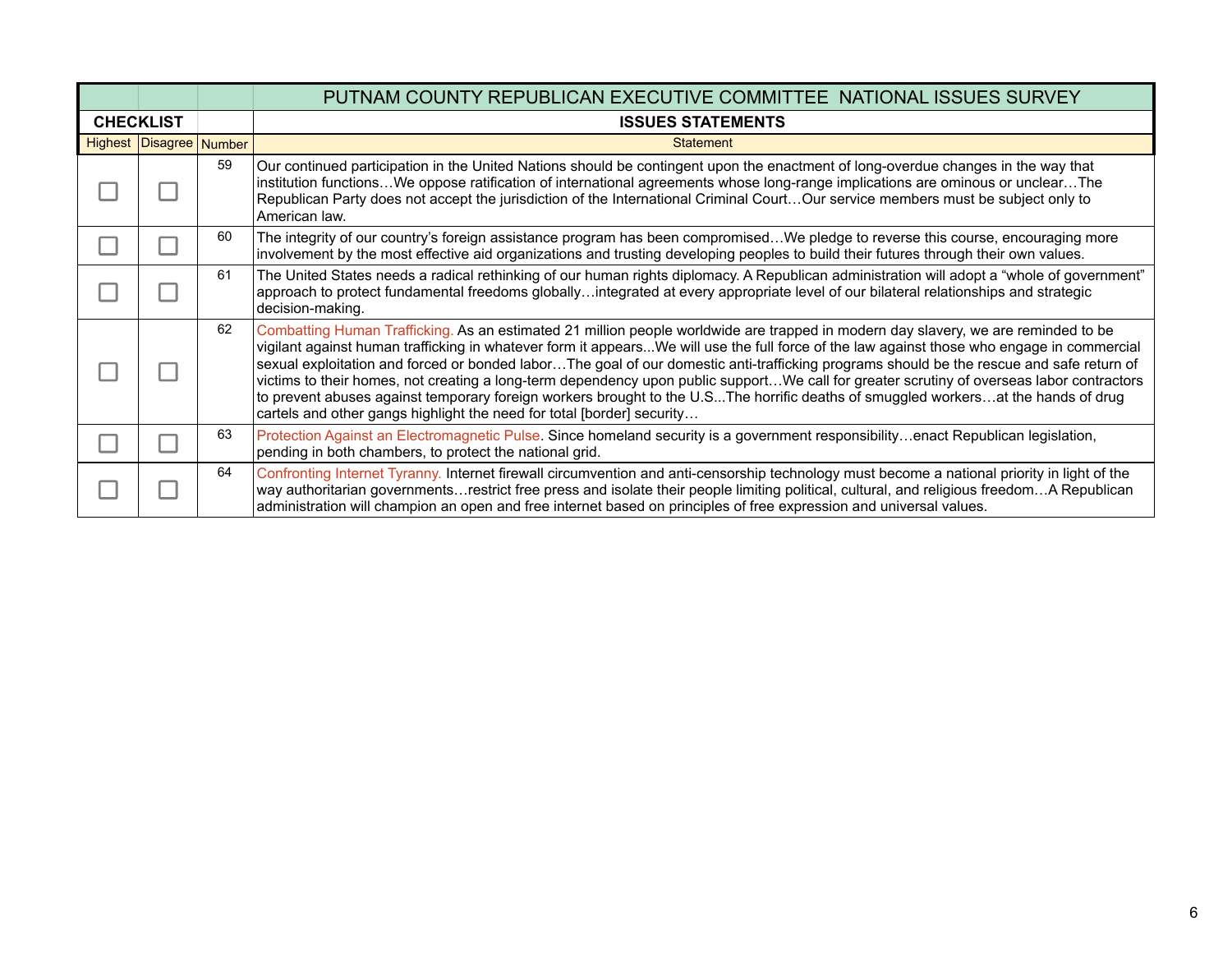| | | | PUTNAM COUNTY REPUBLICAN EXECUTIVE COMMITTEE NATIONAL ISSUES SURVEY |
|---|---|---|---|
| **CHECKLIST** | | | **ISSUES STATEMENTS** |
| Highest | Disagree | Number | Statement |
| ☐ | ☐ | 59 | Our continued participation in the United Nations should be contingent upon the enactment of long-overdue changes in the way that institution functions…We oppose ratification of international agreements whose long-range implications are ominous or unclear…The Republican Party does not accept the jurisdiction of the International Criminal Court…Our service members must be subject only to American law. |
| ☐ | ☐ | 60 | The integrity of our country's foreign assistance program has been compromised…We pledge to reverse this course, encouraging more involvement by the most effective aid organizations and trusting developing peoples to build their futures through their own values. |
| ☐ | ☐ | 61 | The United States needs a radical rethinking of our human rights diplomacy. A Republican administration will adopt a "whole of government" approach to protect fundamental freedoms globally…integrated at every appropriate level of our bilateral relationships and strategic decision-making. |
| ☐ | ☐ | 62 | Combatting Human Trafficking. As an estimated 21 million people worldwide are trapped in modern day slavery, we are reminded to be vigilant against human trafficking in whatever form it appears...We will use the full force of the law against those who engage in commercial sexual exploitation and forced or bonded labor…The goal of our domestic anti-trafficking programs should be the rescue and safe return of victims to their homes, not creating a long-term dependency upon public support…We call for greater scrutiny of overseas labor contractors to prevent abuses against temporary foreign workers brought to the U.S...The horrific deaths of smuggled workers…at the hands of drug cartels and other gangs highlight the need for total [border] security… |
| ☐ | ☐ | 63 | Protection Against an Electromagnetic Pulse. Since homeland security is a government responsibility…enact Republican legislation, pending in both chambers, to protect the national grid. |
| ☐ | ☐ | 64 | Confronting Internet Tyranny. Internet firewall circumvention and anti-censorship technology must become a national priority in light of the way authoritarian governments…restrict free press and isolate their people limiting political, cultural, and religious freedom…A Republican administration will champion an open and free internet based on principles of free expression and universal values. |